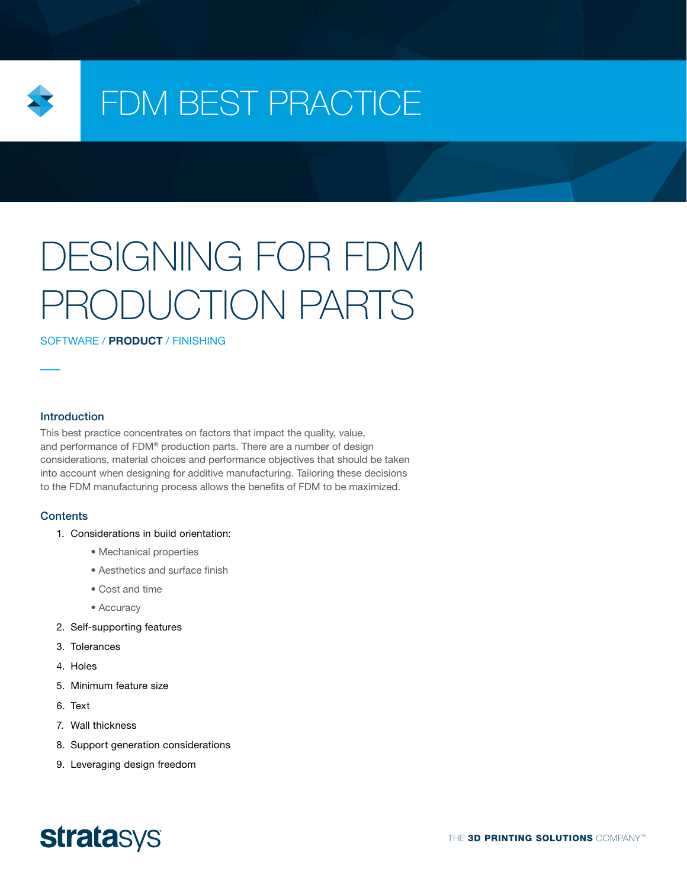FDM BEST PRACTICE

# DESIGNING FOR FDM PRODUCTION PARTS

SOFTWARE / **PRODUCT** / FINISHING

## Introduction

This best practice concentrates on factors that impact the quality, value, and performance of FDM® production parts. There are a number of design considerations, material choices and performance objectives that should be taken into account when designing for additive manufacturing. Tailoring these decisions to the FDM manufacturing process allows the benefits of FDM to be maximized.

## Contents

1. Considerations in build orientation:
   - Mechanical properties
   - Aesthetics and surface finish
   - Cost and time
   - Accuracy
2. Self-supporting features
3. Tolerances
4. Holes
5. Minimum feature size
6. Text
7. Wall thickness
8. Support generation considerations
9. Leveraging design freedom

stratasys

THE **3D PRINTING SOLUTIONS** COMPANY™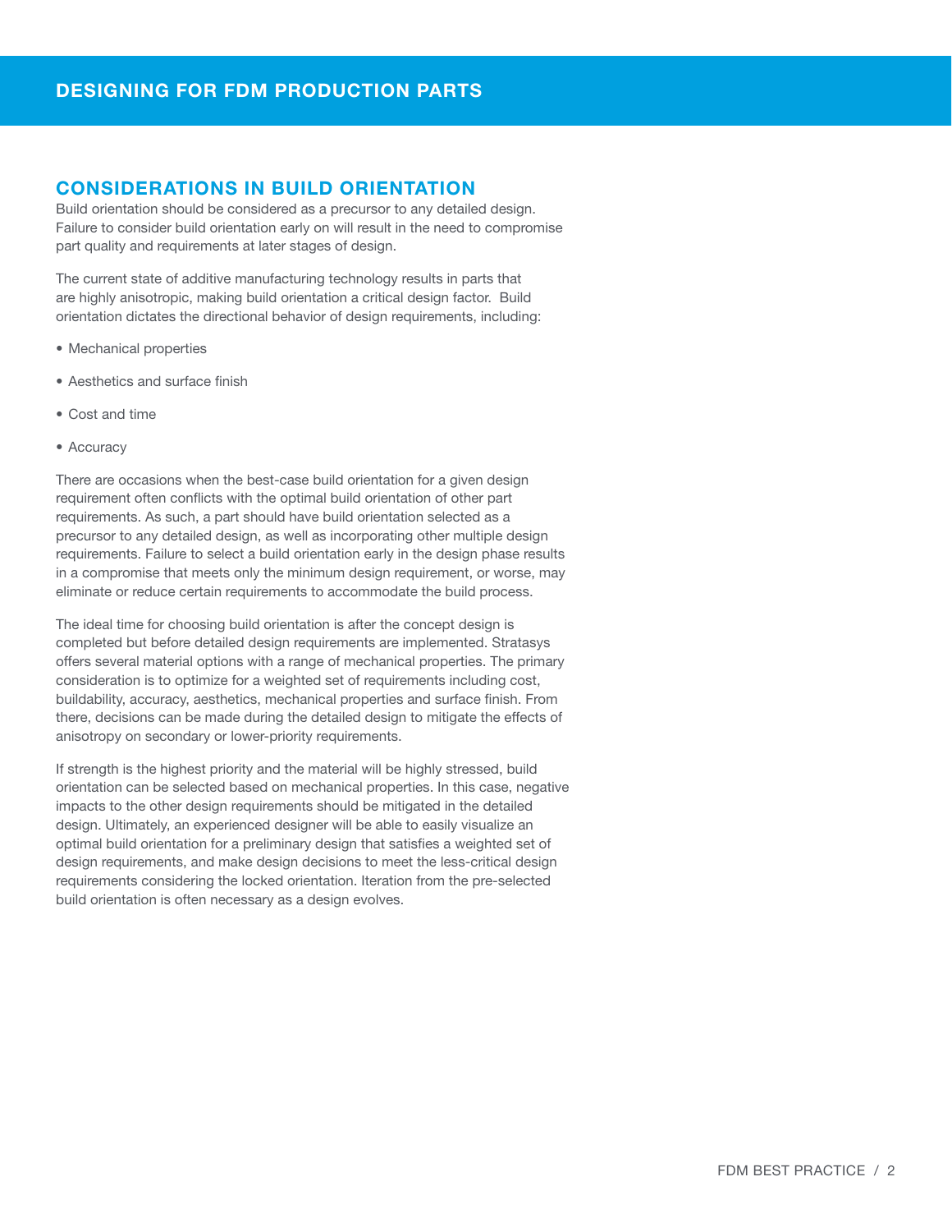## CONSIDERATIONS IN BUILD ORIENTATION

Build orientation should be considered as a precursor to any detailed design. Failure to consider build orientation early on will result in the need to compromise part quality and requirements at later stages of design.

The current state of additive manufacturing technology results in parts that are highly anisotropic, making build orientation a critical design factor. Build orientation dictates the directional behavior of design requirements, including:

- Mechanical properties
- Aesthetics and surface finish
- Cost and time
- Accuracy

There are occasions when the best-case build orientation for a given design requirement often conflicts with the optimal build orientation of other part requirements. As such, a part should have build orientation selected as a precursor to any detailed design, as well as incorporating other multiple design requirements. Failure to select a build orientation early in the design phase results in a compromise that meets only the minimum design requirement, or worse, may eliminate or reduce certain requirements to accommodate the build process.

The ideal time for choosing build orientation is after the concept design is completed but before detailed design requirements are implemented. Stratasys offers several material options with a range of mechanical properties. The primary consideration is to optimize for a weighted set of requirements including cost, buildability, accuracy, aesthetics, mechanical properties and surface finish. From there, decisions can be made during the detailed design to mitigate the effects of anisotropy on secondary or lower-priority requirements.

If strength is the highest priority and the material will be highly stressed, build orientation can be selected based on mechanical properties. In this case, negative impacts to the other design requirements should be mitigated in the detailed design. Ultimately, an experienced designer will be able to easily visualize an optimal build orientation for a preliminary design that satisfies a weighted set of design requirements, and make design decisions to meet the less-critical design requirements considering the locked orientation. Iteration from the pre-selected build orientation is often necessary as a design evolves.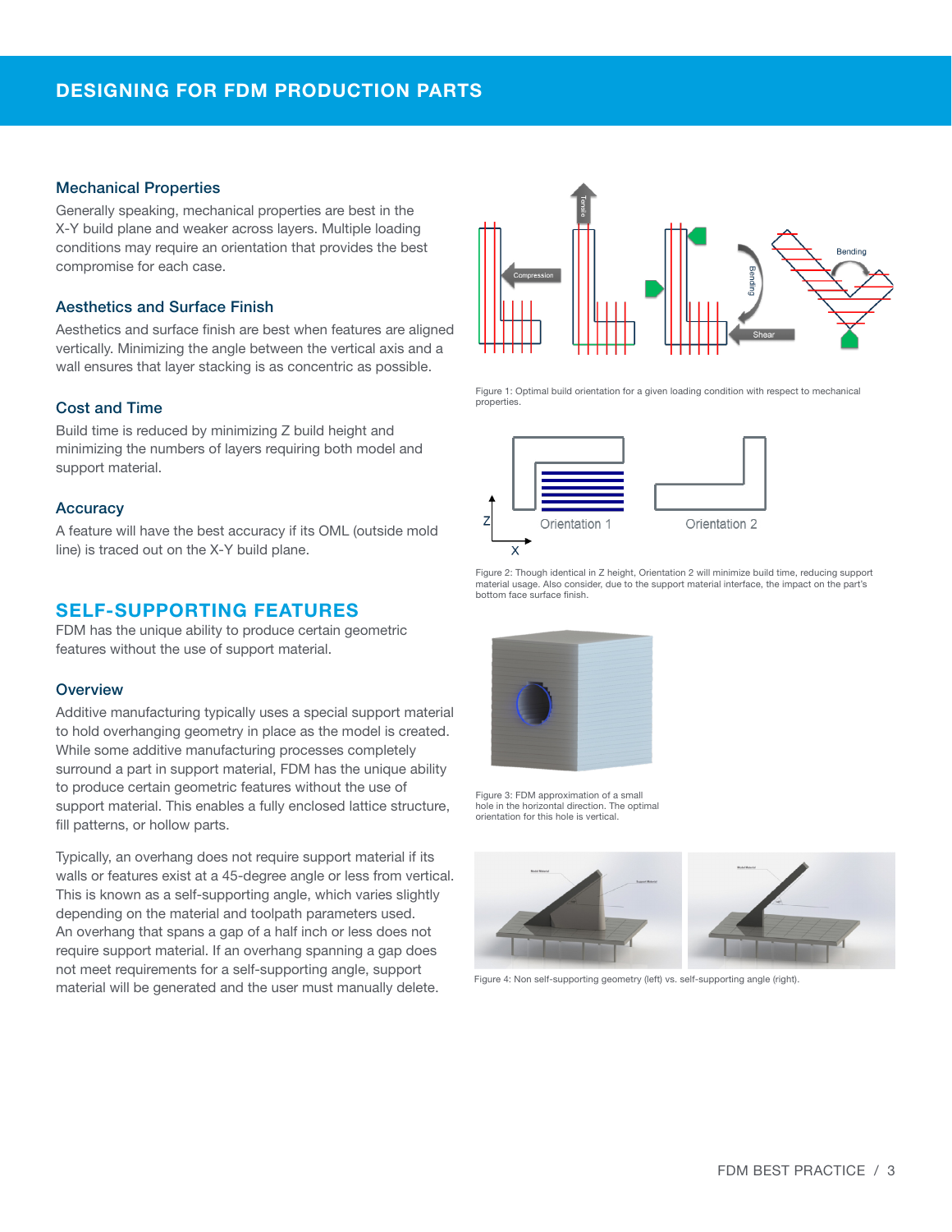# DESIGNING FOR FDM PRODUCTION PARTS

### Mechanical Properties

Generally speaking, mechanical properties are best in the X-Y build plane and weaker across layers. Multiple loading conditions may require an orientation that provides the best compromise for each case.

### Aesthetics and Surface Finish

Aesthetics and surface finish are best when features are aligned vertically. Minimizing the angle between the vertical axis and a wall ensures that layer stacking is as concentric as possible.

### Cost and Time

Build time is reduced by minimizing Z build height and minimizing the numbers of layers requiring both model and support material.

### Accuracy

A feature will have the best accuracy if its OML (outside mold line) is traced out on the X-Y build plane.

## SELF-SUPPORTING FEATURES

FDM has the unique ability to produce certain geometric features without the use of support material.

### Overview

Additive manufacturing typically uses a special support material to hold overhanging geometry in place as the model is created. While some additive manufacturing processes completely surround a part in support material, FDM has the unique ability to produce certain geometric features without the use of support material. This enables a fully enclosed lattice structure, fill patterns, or hollow parts.

Typically, an overhang does not require support material if its walls or features exist at a 45-degree angle or less from vertical. This is known as a self-supporting angle, which varies slightly depending on the material and toolpath parameters used. An overhang that spans a gap of a half inch or less does not require support material. If an overhang spanning a gap does not meet requirements for a self-supporting angle, support material will be generated and the user must manually delete.

Tensile
Compression
Bending
Shear
Bending

Figure 1: Optimal build orientation for a given loading condition with respect to mechanical properties.

Z
X
Orientation 1
Orientation 2

Figure 2: Though identical in Z height, Orientation 2 will minimize build time, reducing support material usage. Also consider, due to the support material interface, the impact on the part's bottom face surface finish.

Figure 3: FDM approximation of a small hole in the horizontal direction. The optimal orientation for this hole is vertical.

Figure 4: Non self-supporting geometry (left) vs. self-supporting angle (right).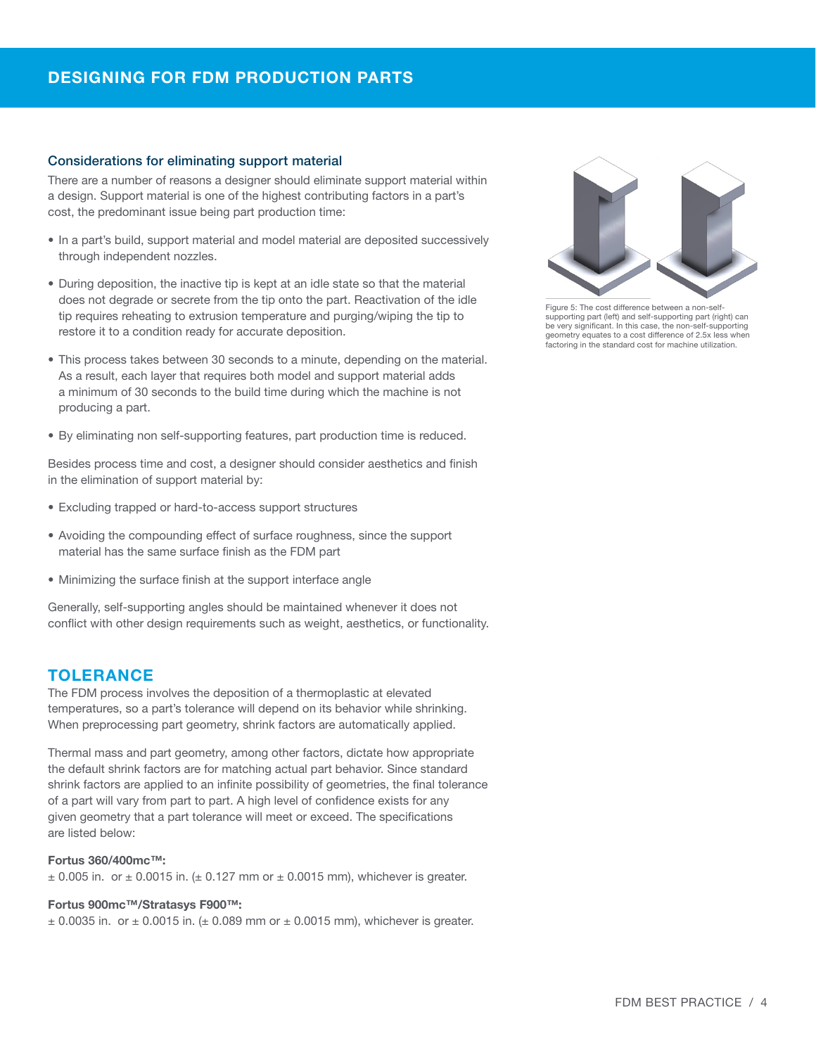## DESIGNING FOR FDM PRODUCTION PARTS

### Considerations for eliminating support material

There are a number of reasons a designer should eliminate support material within a design. Support material is one of the highest contributing factors in a part's cost, the predominant issue being part production time:

- In a part's build, support material and model material are deposited successively through independent nozzles.
- During deposition, the inactive tip is kept at an idle state so that the material does not degrade or secrete from the tip onto the part. Reactivation of the idle tip requires reheating to extrusion temperature and purging/wiping the tip to restore it to a condition ready for accurate deposition.
- This process takes between 30 seconds to a minute, depending on the material. As a result, each layer that requires both model and support material adds a minimum of 30 seconds to the build time during which the machine is not producing a part.
- By eliminating non self-supporting features, part production time is reduced.

Besides process time and cost, a designer should consider aesthetics and finish in the elimination of support material by:

- Excluding trapped or hard-to-access support structures
- Avoiding the compounding effect of surface roughness, since the support material has the same surface finish as the FDM part
- Minimizing the surface finish at the support interface angle

Generally, self-supporting angles should be maintained whenever it does not conflict with other design requirements such as weight, aesthetics, or functionality.

Figure 5: The cost difference between a non-self-supporting part (left) and self-supporting part (right) can be very significant. In this case, the non-self-supporting geometry equates to a cost difference of 2.5x less when factoring in the standard cost for machine utilization.

## TOLERANCE

The FDM process involves the deposition of a thermoplastic at elevated temperatures, so a part's tolerance will depend on its behavior while shrinking. When preprocessing part geometry, shrink factors are automatically applied.

Thermal mass and part geometry, among other factors, dictate how appropriate the default shrink factors are for matching actual part behavior. Since standard shrink factors are applied to an infinite possibility of geometries, the final tolerance of a part will vary from part to part. A high level of confidence exists for any given geometry that a part tolerance will meet or exceed. The specifications are listed below:

**Fortus 360/400mc™:**
± 0.005 in. or ± 0.0015 in. (± 0.127 mm or ± 0.0015 mm), whichever is greater.

**Fortus 900mc™/Stratasys F900™:**
± 0.0035 in. or ± 0.0015 in. (± 0.089 mm or ± 0.0015 mm), whichever is greater.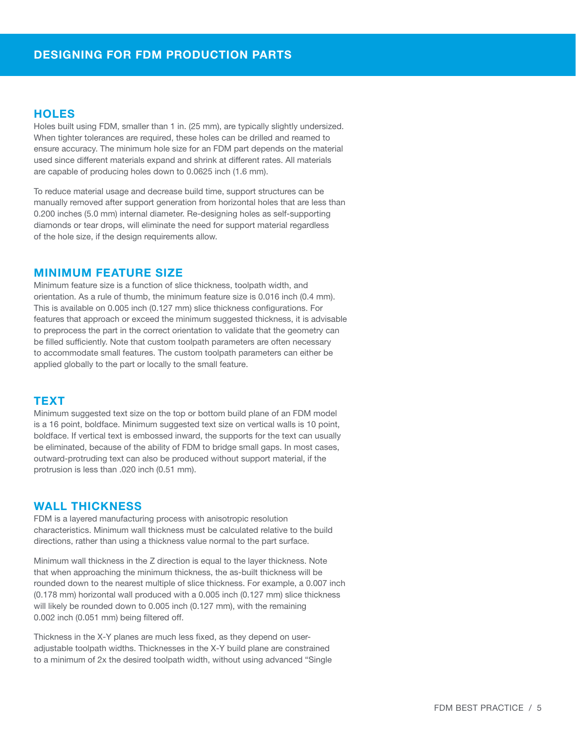# DESIGNING FOR FDM PRODUCTION PARTS

## HOLES

Holes built using FDM, smaller than 1 in. (25 mm), are typically slightly undersized. When tighter tolerances are required, these holes can be drilled and reamed to ensure accuracy. The minimum hole size for an FDM part depends on the material used since different materials expand and shrink at different rates. All materials are capable of producing holes down to 0.0625 inch (1.6 mm).

To reduce material usage and decrease build time, support structures can be manually removed after support generation from horizontal holes that are less than 0.200 inches (5.0 mm) internal diameter. Re-designing holes as self-supporting diamonds or tear drops, will eliminate the need for support material regardless of the hole size, if the design requirements allow.

## MINIMUM FEATURE SIZE

Minimum feature size is a function of slice thickness, toolpath width, and orientation. As a rule of thumb, the minimum feature size is 0.016 inch (0.4 mm). This is available on 0.005 inch (0.127 mm) slice thickness configurations. For features that approach or exceed the minimum suggested thickness, it is advisable to preprocess the part in the correct orientation to validate that the geometry can be filled sufficiently. Note that custom toolpath parameters are often necessary to accommodate small features. The custom toolpath parameters can either be applied globally to the part or locally to the small feature.

## TEXT

Minimum suggested text size on the top or bottom build plane of an FDM model is a 16 point, boldface. Minimum suggested text size on vertical walls is 10 point, boldface. If vertical text is embossed inward, the supports for the text can usually be eliminated, because of the ability of FDM to bridge small gaps. In most cases, outward-protruding text can also be produced without support material, if the protrusion is less than .020 inch (0.51 mm).

## WALL THICKNESS

FDM is a layered manufacturing process with anisotropic resolution characteristics. Minimum wall thickness must be calculated relative to the build directions, rather than using a thickness value normal to the part surface.

Minimum wall thickness in the Z direction is equal to the layer thickness. Note that when approaching the minimum thickness, the as-built thickness will be rounded down to the nearest multiple of slice thickness. For example, a 0.007 inch (0.178 mm) horizontal wall produced with a 0.005 inch (0.127 mm) slice thickness will likely be rounded down to 0.005 inch (0.127 mm), with the remaining 0.002 inch (0.051 mm) being filtered off.

Thickness in the X-Y planes are much less fixed, as they depend on user-adjustable toolpath widths. Thicknesses in the X-Y build plane are constrained to a minimum of 2x the desired toolpath width, without using advanced "Single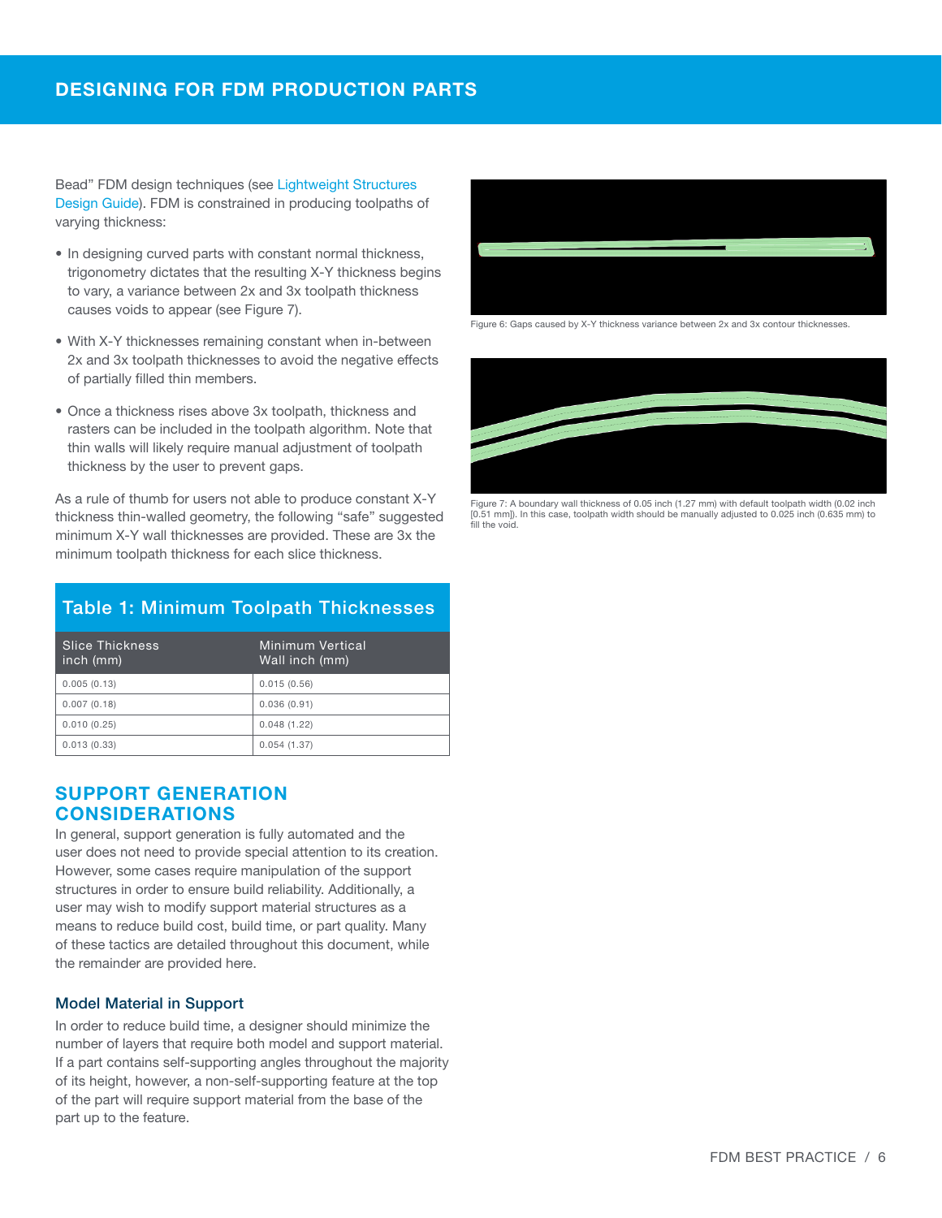Bead" FDM design techniques (see Lightweight Structures Design Guide). FDM is constrained in producing toolpaths of varying thickness:

- In designing curved parts with constant normal thickness, trigonometry dictates that the resulting X-Y thickness begins to vary, a variance between 2x and 3x toolpath thickness causes voids to appear (see Figure 7).
- With X-Y thicknesses remaining constant when in-between 2x and 3x toolpath thicknesses to avoid the negative effects of partially filled thin members.
- Once a thickness rises above 3x toolpath, thickness and rasters can be included in the toolpath algorithm. Note that thin walls will likely require manual adjustment of toolpath thickness by the user to prevent gaps.

As a rule of thumb for users not able to produce constant X-Y thickness thin-walled geometry, the following "safe" suggested minimum X-Y wall thicknesses are provided. These are 3x the minimum toolpath thickness for each slice thickness.

Figure 6: Gaps caused by X-Y thickness variance between 2x and 3x contour thicknesses.

Figure 7: A boundary wall thickness of 0.05 inch (1.27 mm) with default toolpath width (0.02 inch [0.51 mm]). In this case, toolpath width should be manually adjusted to 0.025 inch (0.635 mm) to fill the void.

**Table 1: Minimum Toolpath Thicknesses**

| Slice Thickness inch (mm) | Minimum Vertical Wall inch (mm) |
|---|---|
| 0.005 (0.13) | 0.015 (0.56) |
| 0.007 (0.18) | 0.036 (0.91) |
| 0.010 (0.25) | 0.048 (1.22) |
| 0.013 (0.33) | 0.054 (1.37) |

## SUPPORT GENERATION CONSIDERATIONS

In general, support generation is fully automated and the user does not need to provide special attention to its creation. However, some cases require manipulation of the support structures in order to ensure build reliability. Additionally, a user may wish to modify support material structures as a means to reduce build cost, build time, or part quality. Many of these tactics are detailed throughout this document, while the remainder are provided here.

### Model Material in Support

In order to reduce build time, a designer should minimize the number of layers that require both model and support material. If a part contains self-supporting angles throughout the majority of its height, however, a non-self-supporting feature at the top of the part will require support material from the base of the part up to the feature.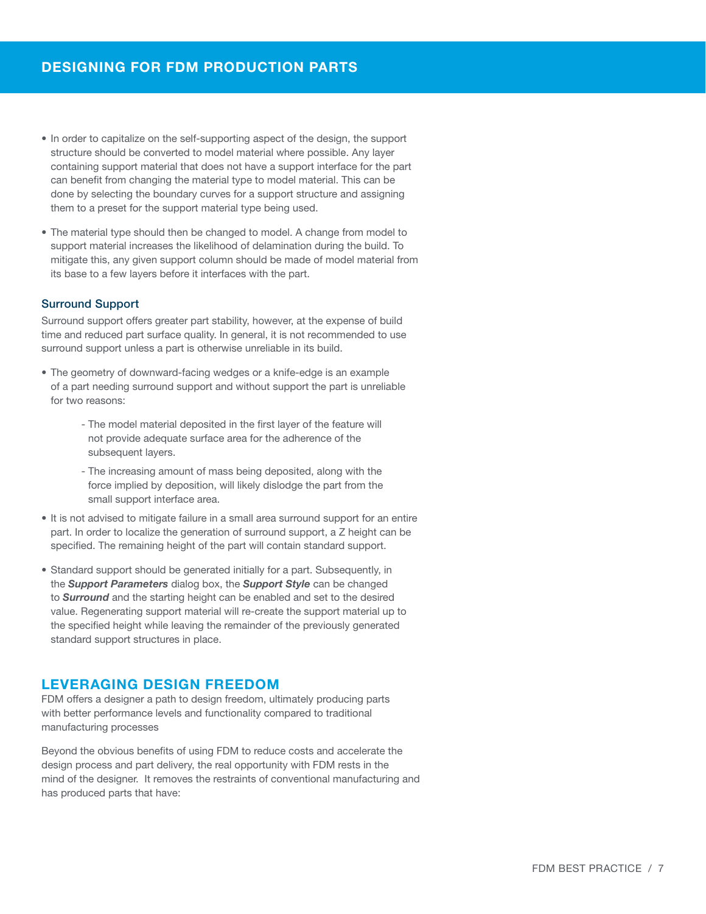- In order to capitalize on the self-supporting aspect of the design, the support structure should be converted to model material where possible. Any layer containing support material that does not have a support interface for the part can benefit from changing the material type to model material. This can be done by selecting the boundary curves for a support structure and assigning them to a preset for the support material type being used.

- The material type should then be changed to model. A change from model to support material increases the likelihood of delamination during the build. To mitigate this, any given support column should be made of model material from its base to a few layers before it interfaces with the part.

### Surround Support

Surround support offers greater part stability, however, at the expense of build time and reduced part surface quality. In general, it is not recommended to use surround support unless a part is otherwise unreliable in its build.

- The geometry of downward-facing wedges or a knife-edge is an example of a part needing surround support and without support the part is unreliable for two reasons:
  - The model material deposited in the first layer of the feature will not provide adequate surface area for the adherence of the subsequent layers.
  - The increasing amount of mass being deposited, along with the force implied by deposition, will likely dislodge the part from the small support interface area.
- It is not advised to mitigate failure in a small area surround support for an entire part. In order to localize the generation of surround support, a Z height can be specified. The remaining height of the part will contain standard support.

- Standard support should be generated initially for a part. Subsequently, in the ***Support Parameters*** dialog box, the ***Support Style*** can be changed to ***Surround*** and the starting height can be enabled and set to the desired value. Regenerating support material will re-create the support material up to the specified height while leaving the remainder of the previously generated standard support structures in place.

## LEVERAGING DESIGN FREEDOM

FDM offers a designer a path to design freedom, ultimately producing parts with better performance levels and functionality compared to traditional manufacturing processes

Beyond the obvious benefits of using FDM to reduce costs and accelerate the design process and part delivery, the real opportunity with FDM rests in the mind of the designer. It removes the restraints of conventional manufacturing and has produced parts that have: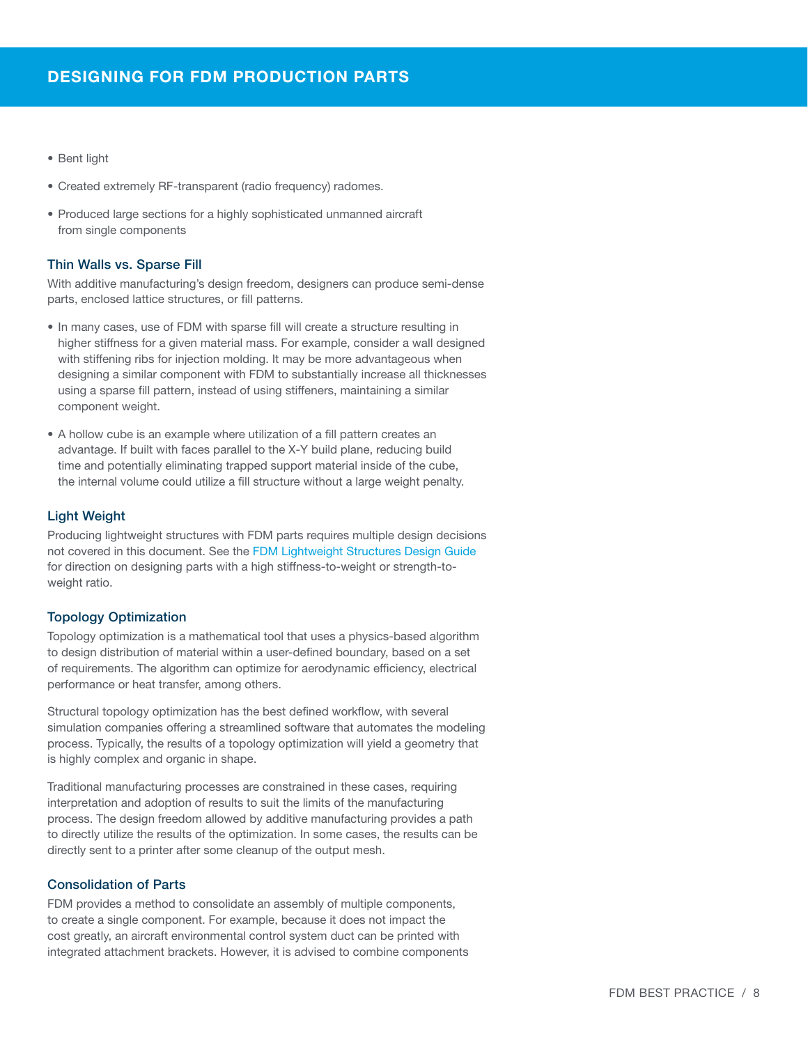- Bent light
- Created extremely RF-transparent (radio frequency) radomes.
- Produced large sections for a highly sophisticated unmanned aircraft from single components

### Thin Walls vs. Sparse Fill

With additive manufacturing's design freedom, designers can produce semi-dense parts, enclosed lattice structures, or fill patterns.

- In many cases, use of FDM with sparse fill will create a structure resulting in higher stiffness for a given material mass. For example, consider a wall designed with stiffening ribs for injection molding. It may be more advantageous when designing a similar component with FDM to substantially increase all thicknesses using a sparse fill pattern, instead of using stiffeners, maintaining a similar component weight.
- A hollow cube is an example where utilization of a fill pattern creates an advantage. If built with faces parallel to the X-Y build plane, reducing build time and potentially eliminating trapped support material inside of the cube, the internal volume could utilize a fill structure without a large weight penalty.

### Light Weight

Producing lightweight structures with FDM parts requires multiple design decisions not covered in this document. See the FDM Lightweight Structures Design Guide for direction on designing parts with a high stiffness-to-weight or strength-to-weight ratio.

### Topology Optimization

Topology optimization is a mathematical tool that uses a physics-based algorithm to design distribution of material within a user-defined boundary, based on a set of requirements. The algorithm can optimize for aerodynamic efficiency, electrical performance or heat transfer, among others.

Structural topology optimization has the best defined workflow, with several simulation companies offering a streamlined software that automates the modeling process. Typically, the results of a topology optimization will yield a geometry that is highly complex and organic in shape.

Traditional manufacturing processes are constrained in these cases, requiring interpretation and adoption of results to suit the limits of the manufacturing process. The design freedom allowed by additive manufacturing provides a path to directly utilize the results of the optimization. In some cases, the results can be directly sent to a printer after some cleanup of the output mesh.

### Consolidation of Parts

FDM provides a method to consolidate an assembly of multiple components, to create a single component. For example, because it does not impact the cost greatly, an aircraft environmental control system duct can be printed with integrated attachment brackets. However, it is advised to combine components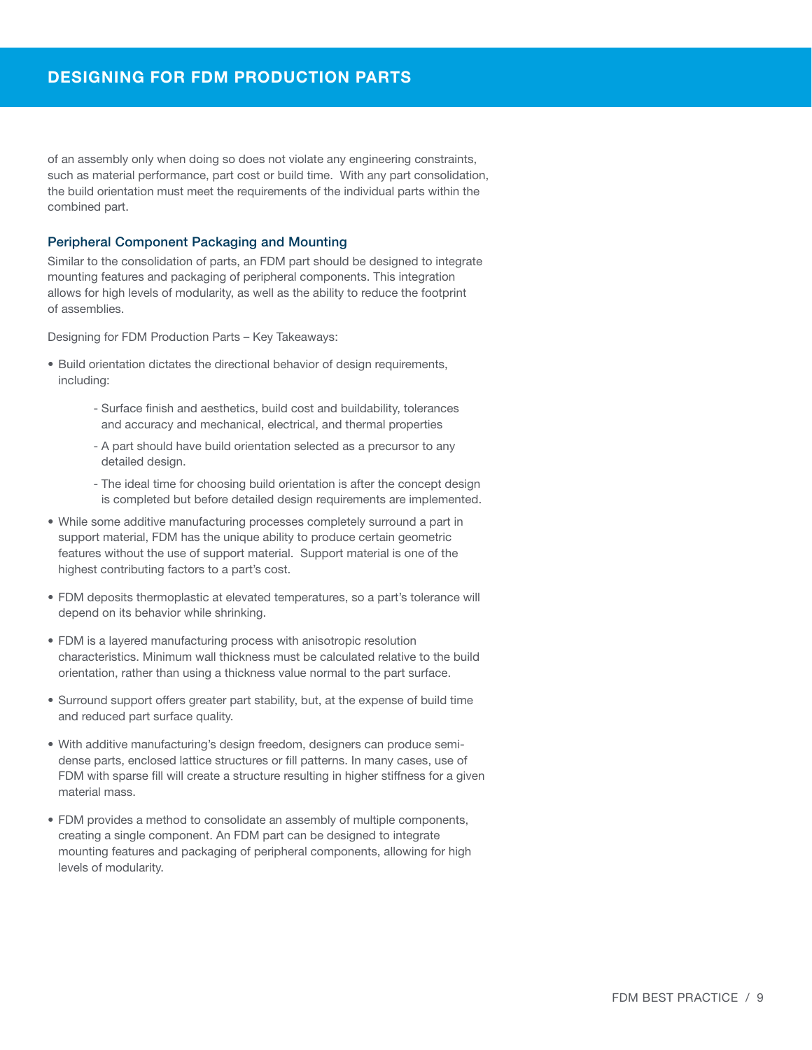of an assembly only when doing so does not violate any engineering constraints, such as material performance, part cost or build time. With any part consolidation, the build orientation must meet the requirements of the individual parts within the combined part.

### Peripheral Component Packaging and Mounting

Similar to the consolidation of parts, an FDM part should be designed to integrate mounting features and packaging of peripheral components. This integration allows for high levels of modularity, as well as the ability to reduce the footprint of assemblies.

Designing for FDM Production Parts – Key Takeaways:

- Build orientation dictates the directional behavior of design requirements, including:
    - Surface finish and aesthetics, build cost and buildability, tolerances and accuracy and mechanical, electrical, and thermal properties
    - A part should have build orientation selected as a precursor to any detailed design.
    - The ideal time for choosing build orientation is after the concept design is completed but before detailed design requirements are implemented.
- While some additive manufacturing processes completely surround a part in support material, FDM has the unique ability to produce certain geometric features without the use of support material. Support material is one of the highest contributing factors to a part's cost.
- FDM deposits thermoplastic at elevated temperatures, so a part's tolerance will depend on its behavior while shrinking.
- FDM is a layered manufacturing process with anisotropic resolution characteristics. Minimum wall thickness must be calculated relative to the build orientation, rather than using a thickness value normal to the part surface.
- Surround support offers greater part stability, but, at the expense of build time and reduced part surface quality.
- With additive manufacturing's design freedom, designers can produce semi-dense parts, enclosed lattice structures or fill patterns. In many cases, use of FDM with sparse fill will create a structure resulting in higher stiffness for a given material mass.
- FDM provides a method to consolidate an assembly of multiple components, creating a single component. An FDM part can be designed to integrate mounting features and packaging of peripheral components, allowing for high levels of modularity.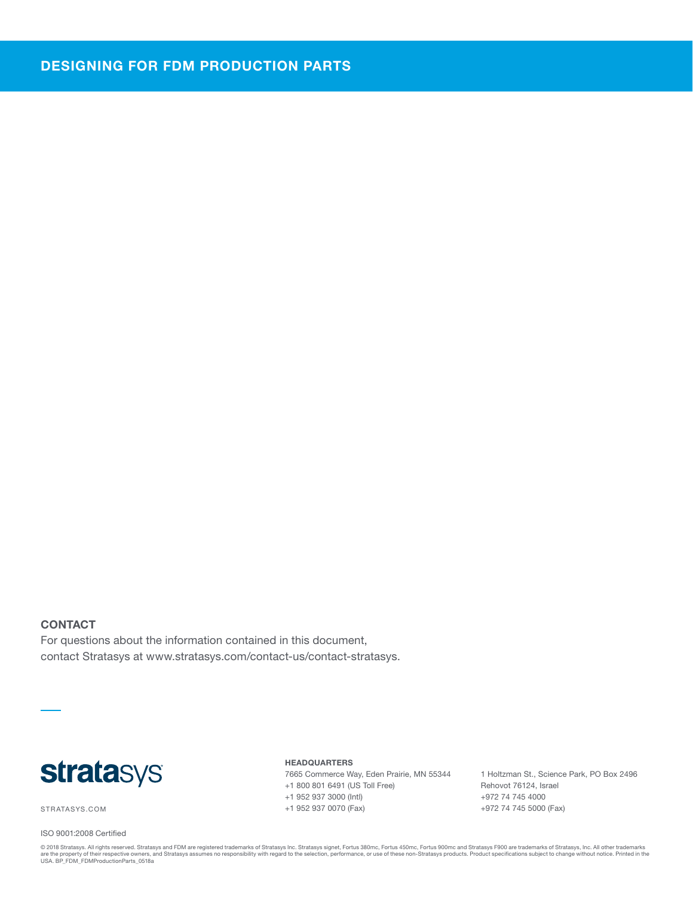## CONTACT

For questions about the information contained in this document, contact Stratasys at www.stratasys.com/contact-us/contact-stratasys.

stratasys

STRATASYS.COM

**HEADQUARTERS**

7665 Commerce Way, Eden Prairie, MN 55344
+1 800 801 6491 (US Toll Free)
+1 952 937 3000 (Intl)
+1 952 937 0070 (Fax)

1 Holtzman St., Science Park, PO Box 2496
Rehovot 76124, Israel
+972 74 745 4000
+972 74 745 5000 (Fax)

ISO 9001:2008 Certified

© 2018 Stratasys. All rights reserved. Stratasys and FDM are registered trademarks of Stratasys Inc. Stratasys signet, Fortus 380mc, Fortus 450mc, Fortus 900mc and Stratasys F900 are trademarks of Stratasys, Inc. All other trademarks are the property of their respective owners, and Stratasys assumes no responsibility with regard to the selection, performance, or use of these non-Stratasys products. Product specifications subject to change without notice. Printed in the USA. BP_FDM_FDMProductionParts_0518a